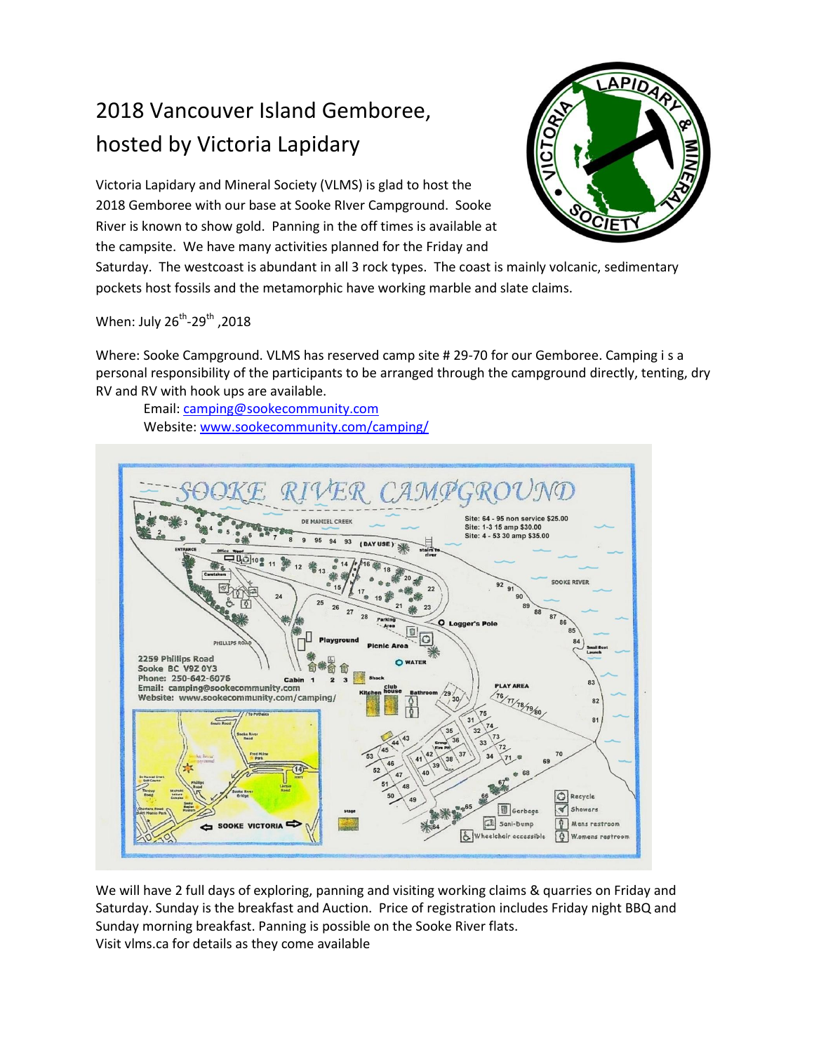#  2018 Vancouver Island Gemboree, hosted by Victoria Lapidary

Victoria Lapidary and Mineral Society (VLMS) is glad to host the 2018 Gemboree with our base at Sooke RIver Campground. Sooke River is known to show gold. Panning in the off times is available at the campsite. We have many activities planned for the Friday and Saturday. The westcoast is abundant in all 3 rock types. The coast is mainly volcanic, sedimentary pockets host fossils and the metamorphic have working marble and slate claims.

When: July 26th-29th ,2018

Where: Sooke Campground. VLMS has reserved camp site # 29-70 for our Gemboree. Camping i s a personal responsibility of the participants to be arranged through the campground directly, tenting, dry RV and RV with hook ups are available.

Email: camping@sookecommunity.com
Website: www.sookecommunity.com/camping/

We will have 2 full days of exploring, panning and visiting working claims & quarries on Friday and Saturday. Sunday is the breakfast and Auction. Price of registration includes Friday night BBQ and Sunday morning breakfast. Panning is possible on the Sooke River flats.
Visit vlms.ca for details as they come available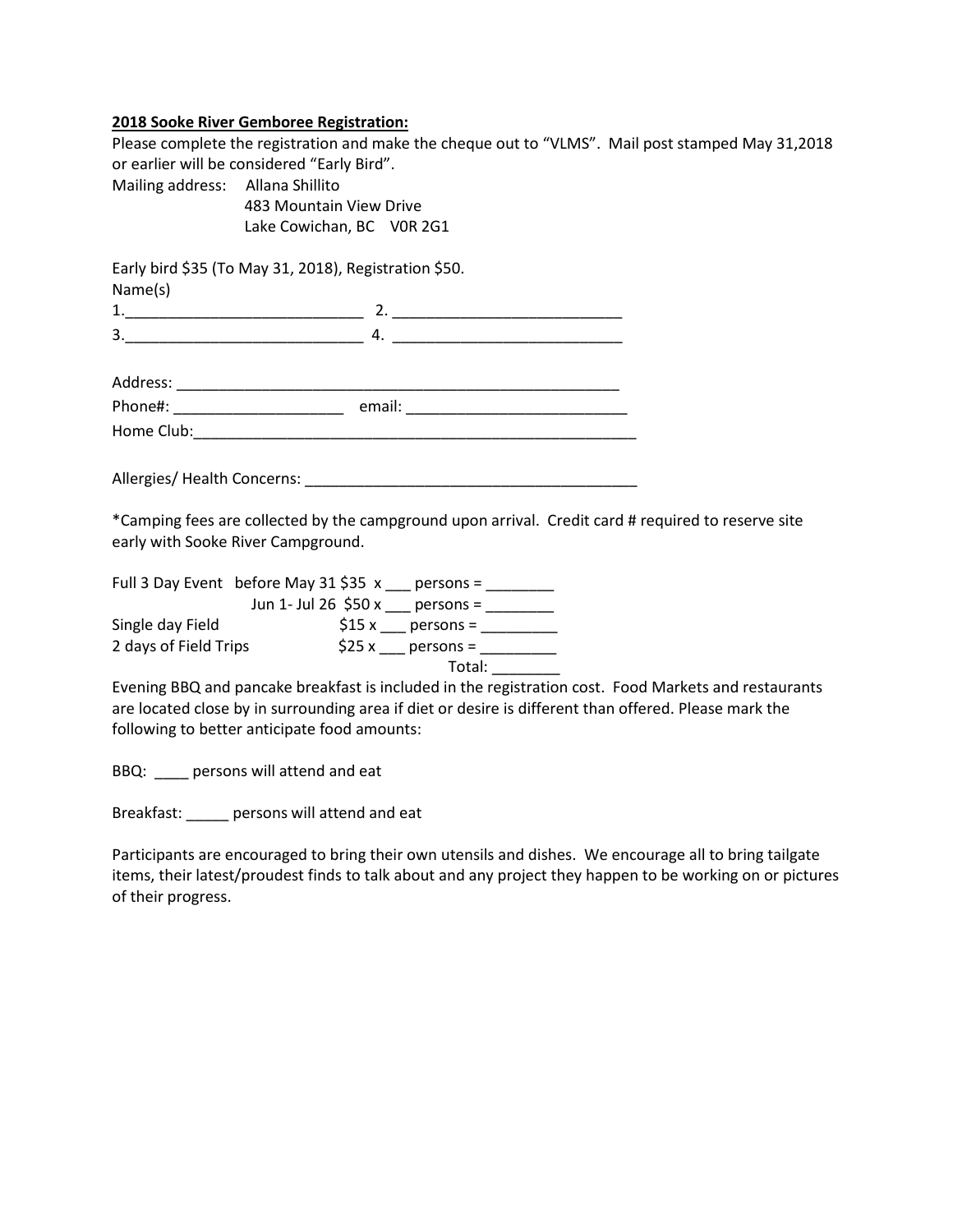**2018 Sooke River Gemboree Registration:**

Please complete the registration and make the cheque out to "VLMS". Mail post stamped May 31,2018 or earlier will be considered "Early Bird".

Mailing address: Allana Shillito
483 Mountain View Drive
Lake Cowichan, BC V0R 2G1

Early bird $35 (To May 31, 2018), Registration $50.

Name(s)

1.____________________________ 2. ___________________________

3.____________________________ 4. ___________________________

Address: ______________________________________________________

Phone#: ____________________ email: __________________________

Home Club:_____________________________________________________

Allergies/ Health Concerns: ________________________________________

*Camping fees are collected by the campground upon arrival. Credit card # required to reserve site early with Sooke River Campground.

| | | |
|---|---|---|
| Full 3 Day Event | before May 31 $35 x ___ persons = | ________ |
| | Jun 1- Jul 26 $50 x ___ persons = | ________ |
| Single day Field | $15 x ___ persons = | _________ |
| 2 days of Field Trips | $25 x ___ persons = | _________ |
| | Total: | ________ |

Evening BBQ and pancake breakfast is included in the registration cost. Food Markets and restaurants are located close by in surrounding area if diet or desire is different than offered. Please mark the following to better anticipate food amounts:

BBQ: ____ persons will attend and eat

Breakfast: _____ persons will attend and eat

Participants are encouraged to bring their own utensils and dishes. We encourage all to bring tailgate items, their latest/proudest finds to talk about and any project they happen to be working on or pictures of their progress.